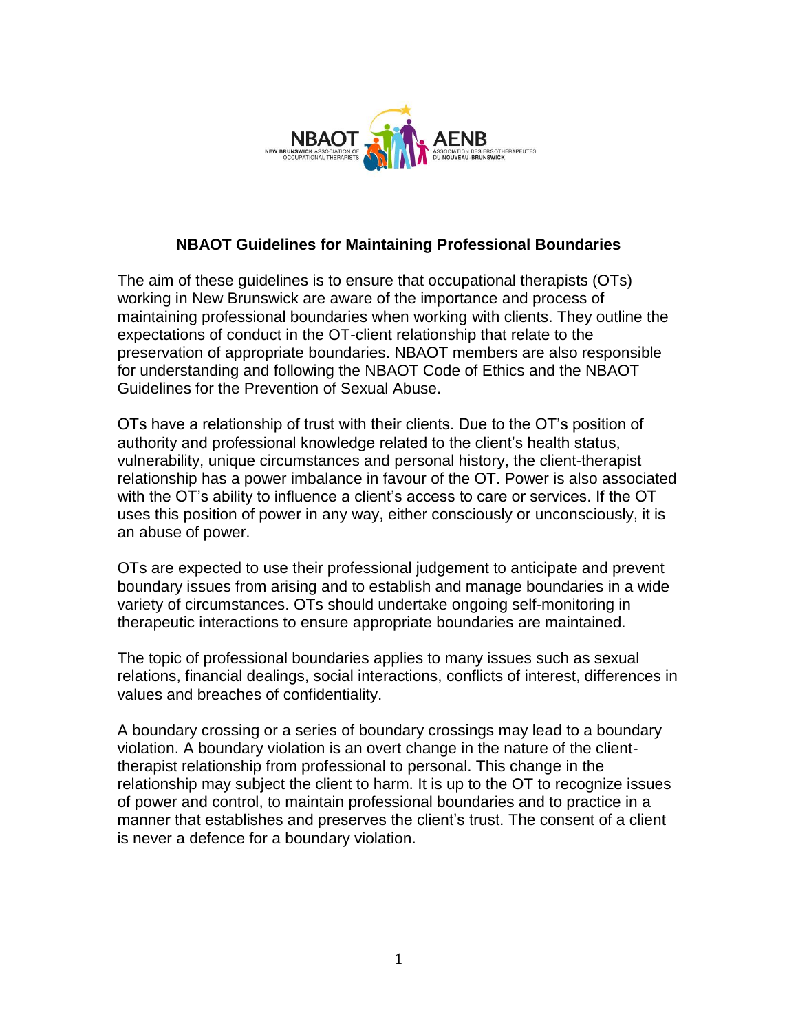# NBAOT Guidelines for Maintaining Professional Boundaries

The aim of these guidelines is to ensure that occupational therapists (OTs) working in New Brunswick are aware of the importance and process of maintaining professional boundaries when working with clients. They outline the expectations of conduct in the OT-client relationship that relate to the preservation of appropriate boundaries. NBAOT members are also responsible for understanding and following the NBAOT Code of Ethics and the NBAOT Guidelines for the Prevention of Sexual Abuse.

OTs have a relationship of trust with their clients. Due to the OT's position of authority and professional knowledge related to the client's health status, vulnerability, unique circumstances and personal history, the client-therapist relationship has a power imbalance in favour of the OT. Power is also associated with the OT's ability to influence a client's access to care or services. If the OT uses this position of power in any way, either consciously or unconsciously, it is an abuse of power.

OTs are expected to use their professional judgement to anticipate and prevent boundary issues from arising and to establish and manage boundaries in a wide variety of circumstances. OTs should undertake ongoing self-monitoring in therapeutic interactions to ensure appropriate boundaries are maintained.

The topic of professional boundaries applies to many issues such as sexual relations, financial dealings, social interactions, conflicts of interest, differences in values and breaches of confidentiality.

A boundary crossing or a series of boundary crossings may lead to a boundary violation. A boundary violation is an overt change in the nature of the client-therapist relationship from professional to personal. This change in the relationship may subject the client to harm. It is up to the OT to recognize issues of power and control, to maintain professional boundaries and to practice in a manner that establishes and preserves the client's trust. The consent of a client is never a defence for a boundary violation.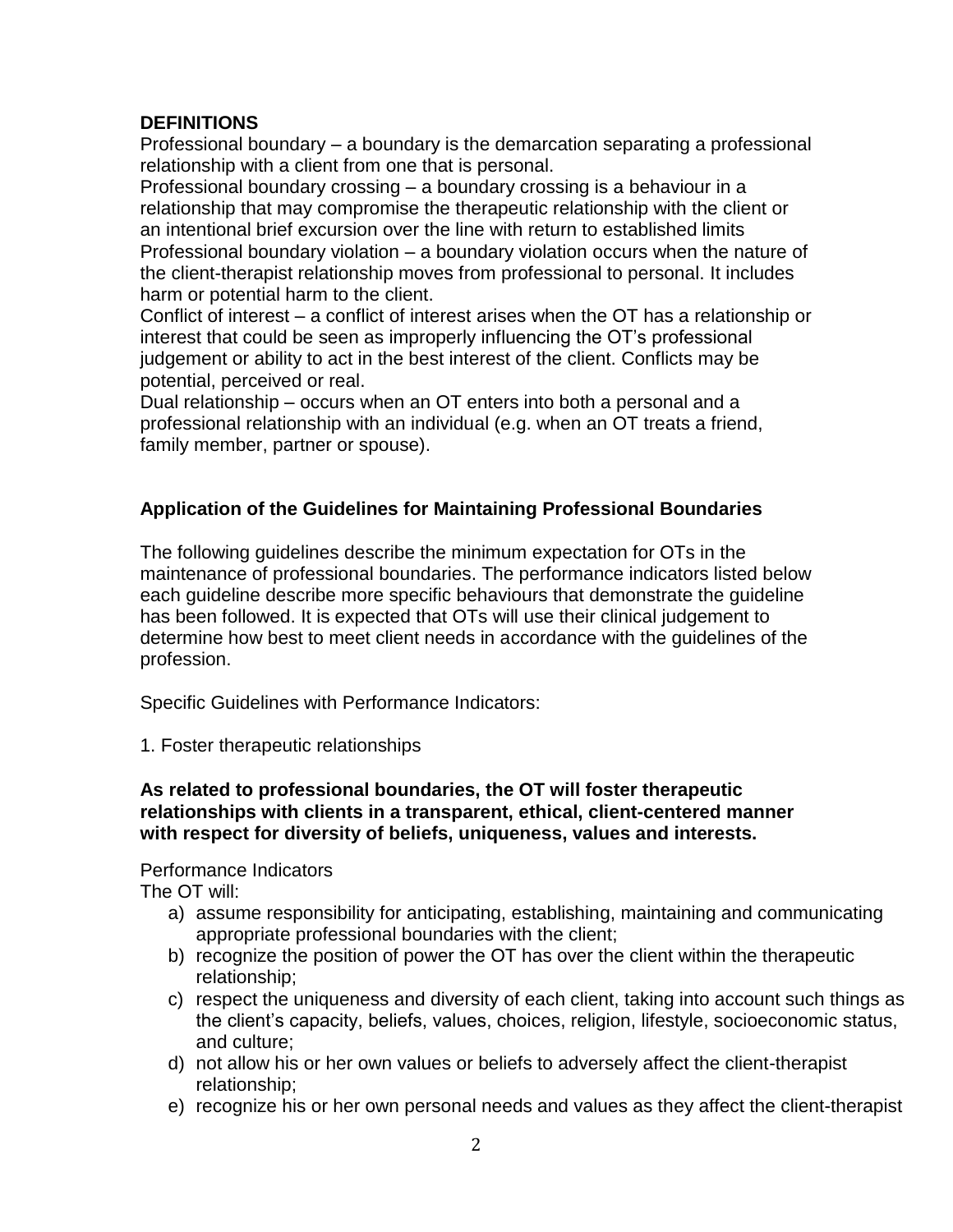**DEFINITIONS**

Professional boundary – a boundary is the demarcation separating a professional relationship with a client from one that is personal.

Professional boundary crossing – a boundary crossing is a behaviour in a relationship that may compromise the therapeutic relationship with the client or an intentional brief excursion over the line with return to established limits

Professional boundary violation – a boundary violation occurs when the nature of the client-therapist relationship moves from professional to personal. It includes harm or potential harm to the client.

Conflict of interest – a conflict of interest arises when the OT has a relationship or interest that could be seen as improperly influencing the OT's professional judgement or ability to act in the best interest of the client. Conflicts may be potential, perceived or real.

Dual relationship – occurs when an OT enters into both a personal and a professional relationship with an individual (e.g. when an OT treats a friend, family member, partner or spouse).

**Application of the Guidelines for Maintaining Professional Boundaries**

The following guidelines describe the minimum expectation for OTs in the maintenance of professional boundaries. The performance indicators listed below each guideline describe more specific behaviours that demonstrate the guideline has been followed. It is expected that OTs will use their clinical judgement to determine how best to meet client needs in accordance with the guidelines of the profession.

Specific Guidelines with Performance Indicators:

1. Foster therapeutic relationships

**As related to professional boundaries, the OT will foster therapeutic relationships with clients in a transparent, ethical, client-centered manner with respect for diversity of beliefs, uniqueness, values and interests.**

Performance Indicators

The OT will:

a) assume responsibility for anticipating, establishing, maintaining and communicating appropriate professional boundaries with the client;
b) recognize the position of power the OT has over the client within the therapeutic relationship;
c) respect the uniqueness and diversity of each client, taking into account such things as the client's capacity, beliefs, values, choices, religion, lifestyle, socioeconomic status, and culture;
d) not allow his or her own values or beliefs to adversely affect the client-therapist relationship;
e) recognize his or her own personal needs and values as they affect the client-therapist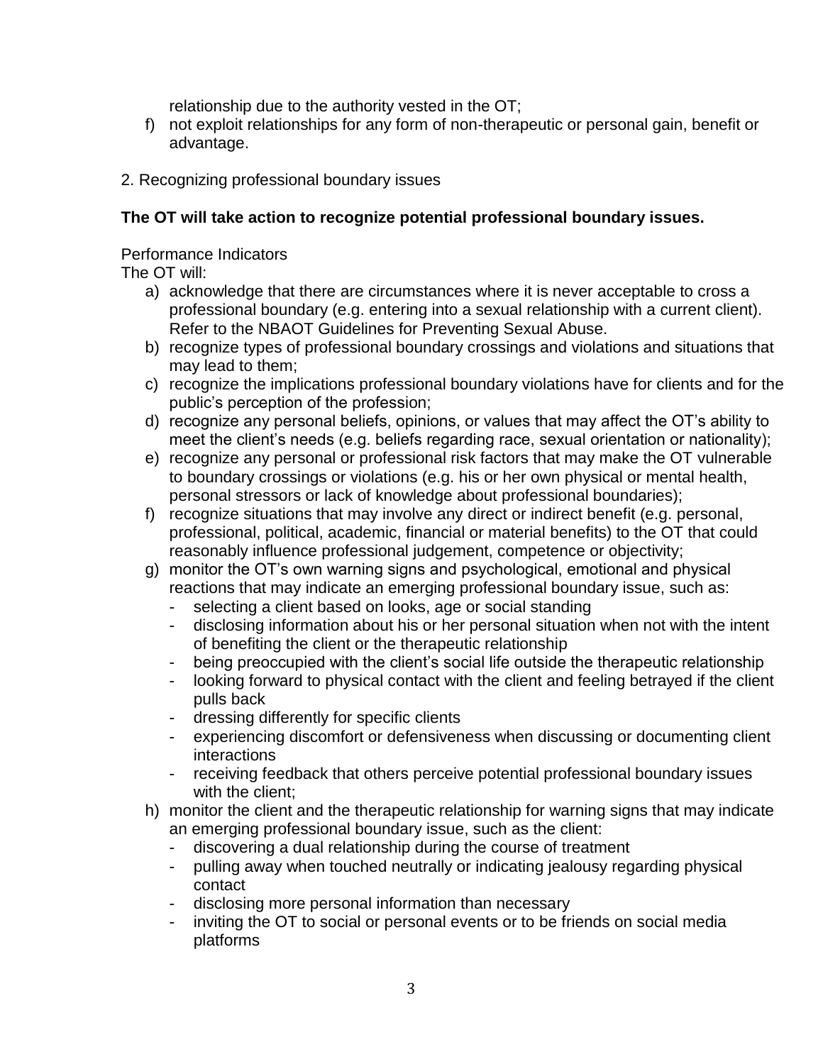relationship due to the authority vested in the OT;

f) not exploit relationships for any form of non-therapeutic or personal gain, benefit or advantage.

2. Recognizing professional boundary issues

**The OT will take action to recognize potential professional boundary issues.**

Performance Indicators
The OT will:

a) acknowledge that there are circumstances where it is never acceptable to cross a professional boundary (e.g. entering into a sexual relationship with a current client). Refer to the NBAOT Guidelines for Preventing Sexual Abuse.
b) recognize types of professional boundary crossings and violations and situations that may lead to them;
c) recognize the implications professional boundary violations have for clients and for the public's perception of the profession;
d) recognize any personal beliefs, opinions, or values that may affect the OT's ability to meet the client's needs (e.g. beliefs regarding race, sexual orientation or nationality);
e) recognize any personal or professional risk factors that may make the OT vulnerable to boundary crossings or violations (e.g. his or her own physical or mental health, personal stressors or lack of knowledge about professional boundaries);
f) recognize situations that may involve any direct or indirect benefit (e.g. personal, professional, political, academic, financial or material benefits) to the OT that could reasonably influence professional judgement, competence or objectivity;
g) monitor the OT's own warning signs and psychological, emotional and physical reactions that may indicate an emerging professional boundary issue, such as:
    - selecting a client based on looks, age or social standing
    - disclosing information about his or her personal situation when not with the intent of benefiting the client or the therapeutic relationship
    - being preoccupied with the client's social life outside the therapeutic relationship
    - looking forward to physical contact with the client and feeling betrayed if the client pulls back
    - dressing differently for specific clients
    - experiencing discomfort or defensiveness when discussing or documenting client interactions
    - receiving feedback that others perceive potential professional boundary issues with the client;
h) monitor the client and the therapeutic relationship for warning signs that may indicate an emerging professional boundary issue, such as the client:
    - discovering a dual relationship during the course of treatment
    - pulling away when touched neutrally or indicating jealousy regarding physical contact
    - disclosing more personal information than necessary
    - inviting the OT to social or personal events or to be friends on social media platforms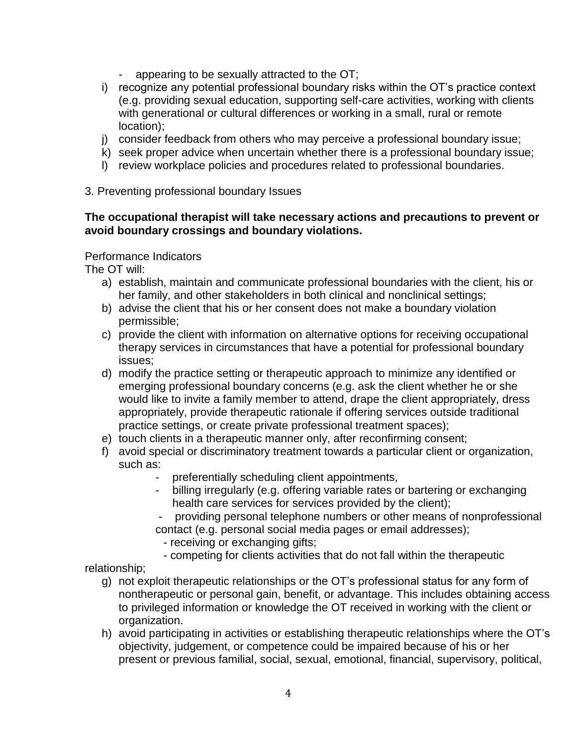- appearing to be sexually attracted to the OT;

i) recognize any potential professional boundary risks within the OT's practice context (e.g. providing sexual education, supporting self-care activities, working with clients with generational or cultural differences or working in a small, rural or remote location);
j) consider feedback from others who may perceive a professional boundary issue;
k) seek proper advice when uncertain whether there is a professional boundary issue;
l) review workplace policies and procedures related to professional boundaries.

3. Preventing professional boundary Issues

**The occupational therapist will take necessary actions and precautions to prevent or avoid boundary crossings and boundary violations.**

Performance Indicators

The OT will:

a) establish, maintain and communicate professional boundaries with the client, his or her family, and other stakeholders in both clinical and nonclinical settings;
b) advise the client that his or her consent does not make a boundary violation permissible;
c) provide the client with information on alternative options for receiving occupational therapy services in circumstances that have a potential for professional boundary issues;
d) modify the practice setting or therapeutic approach to minimize any identified or emerging professional boundary concerns (e.g. ask the client whether he or she would like to invite a family member to attend, drape the client appropriately, dress appropriately, provide therapeutic rationale if offering services outside traditional practice settings, or create private professional treatment spaces);
e) touch clients in a therapeutic manner only, after reconfirming consent;
f) avoid special or discriminatory treatment towards a particular client or organization, such as:
    - preferentially scheduling client appointments,
    - billing irregularly (e.g. offering variable rates or bartering or exchanging health care services for services provided by the client);
    - providing personal telephone numbers or other means of nonprofessional contact (e.g. personal social media pages or email addresses);
    - receiving or exchanging gifts;
    - competing for clients activities that do not fall within the therapeutic relationship;
g) not exploit therapeutic relationships or the OT's professional status for any form of nontherapeutic or personal gain, benefit, or advantage. This includes obtaining access to privileged information or knowledge the OT received in working with the client or organization.
h) avoid participating in activities or establishing therapeutic relationships where the OT's objectivity, judgement, or competence could be impaired because of his or her present or previous familial, social, sexual, emotional, financial, supervisory, political,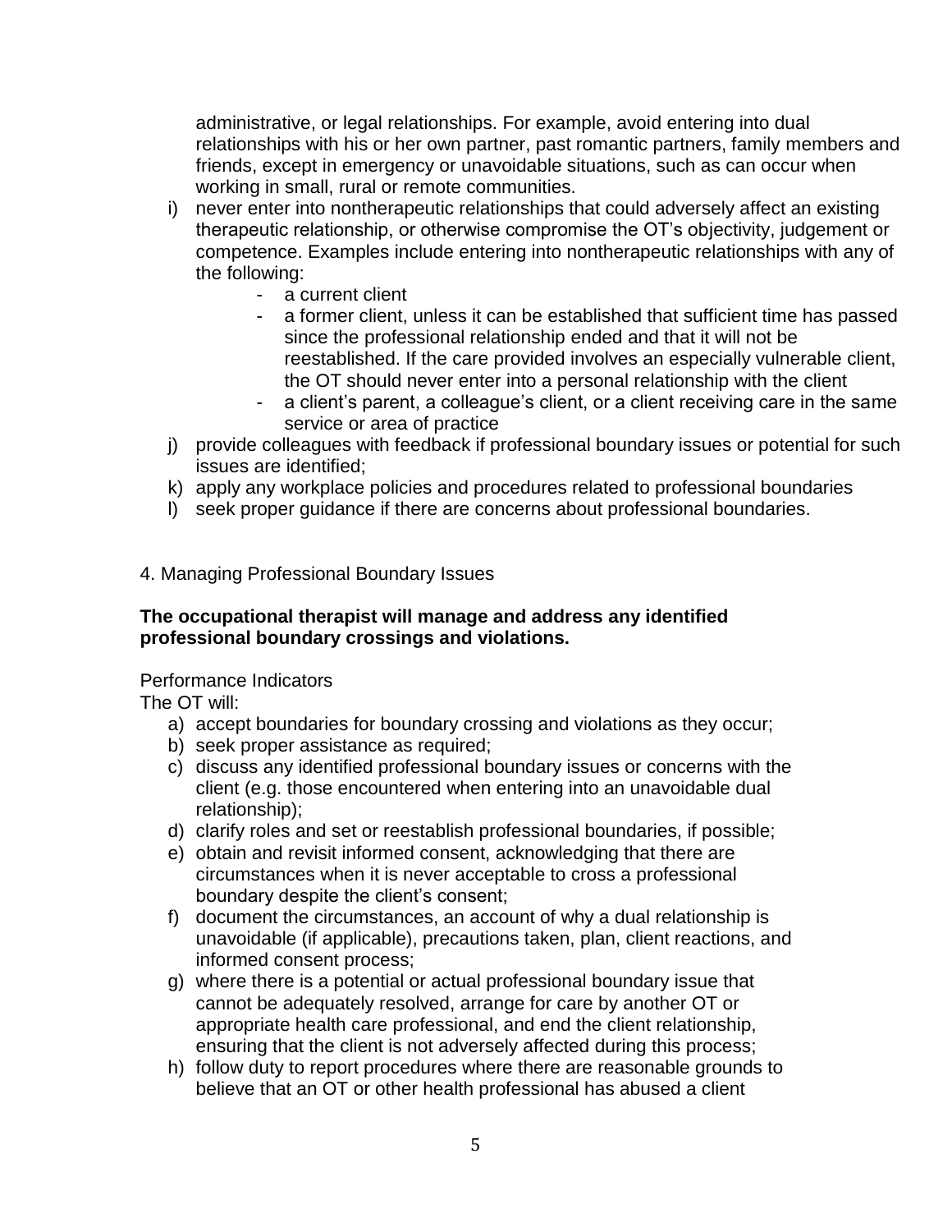administrative, or legal relationships. For example, avoid entering into dual relationships with his or her own partner, past romantic partners, family members and friends, except in emergency or unavoidable situations, such as can occur when working in small, rural or remote communities.

i) never enter into nontherapeutic relationships that could adversely affect an existing therapeutic relationship, or otherwise compromise the OT's objectivity, judgement or competence. Examples include entering into nontherapeutic relationships with any of the following:
   - a current client
   - a former client, unless it can be established that sufficient time has passed since the professional relationship ended and that it will not be reestablished. If the care provided involves an especially vulnerable client, the OT should never enter into a personal relationship with the client
   - a client's parent, a colleague's client, or a client receiving care in the same service or area of practice

j) provide colleagues with feedback if professional boundary issues or potential for such issues are identified;

k) apply any workplace policies and procedures related to professional boundaries

l) seek proper guidance if there are concerns about professional boundaries.

## 4. Managing Professional Boundary Issues

**The occupational therapist will manage and address any identified professional boundary crossings and violations.**

Performance Indicators

The OT will:

a) accept boundaries for boundary crossing and violations as they occur;

b) seek proper assistance as required;

c) discuss any identified professional boundary issues or concerns with the client (e.g. those encountered when entering into an unavoidable dual relationship);

d) clarify roles and set or reestablish professional boundaries, if possible;

e) obtain and revisit informed consent, acknowledging that there are circumstances when it is never acceptable to cross a professional boundary despite the client's consent;

f) document the circumstances, an account of why a dual relationship is unavoidable (if applicable), precautions taken, plan, client reactions, and informed consent process;

g) where there is a potential or actual professional boundary issue that cannot be adequately resolved, arrange for care by another OT or appropriate health care professional, and end the client relationship, ensuring that the client is not adversely affected during this process;

h) follow duty to report procedures where there are reasonable grounds to believe that an OT or other health professional has abused a client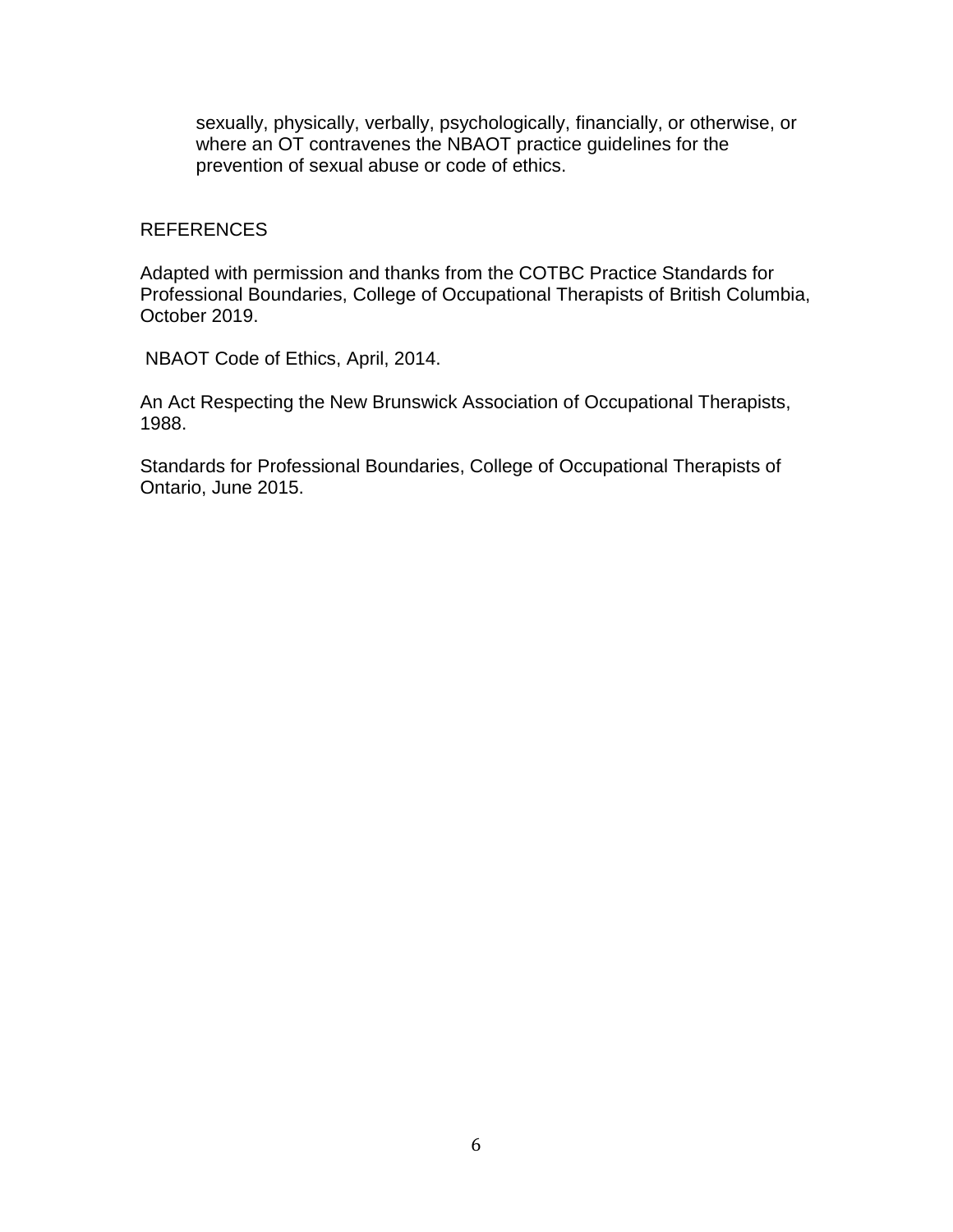sexually, physically, verbally, psychologically, financially, or otherwise, or where an OT contravenes the NBAOT practice guidelines for the prevention of sexual abuse or code of ethics.

## REFERENCES

Adapted with permission and thanks from the COTBC Practice Standards for Professional Boundaries, College of Occupational Therapists of British Columbia, October 2019.

NBAOT Code of Ethics, April, 2014.

An Act Respecting the New Brunswick Association of Occupational Therapists, 1988.

Standards for Professional Boundaries, College of Occupational Therapists of Ontario, June 2015.